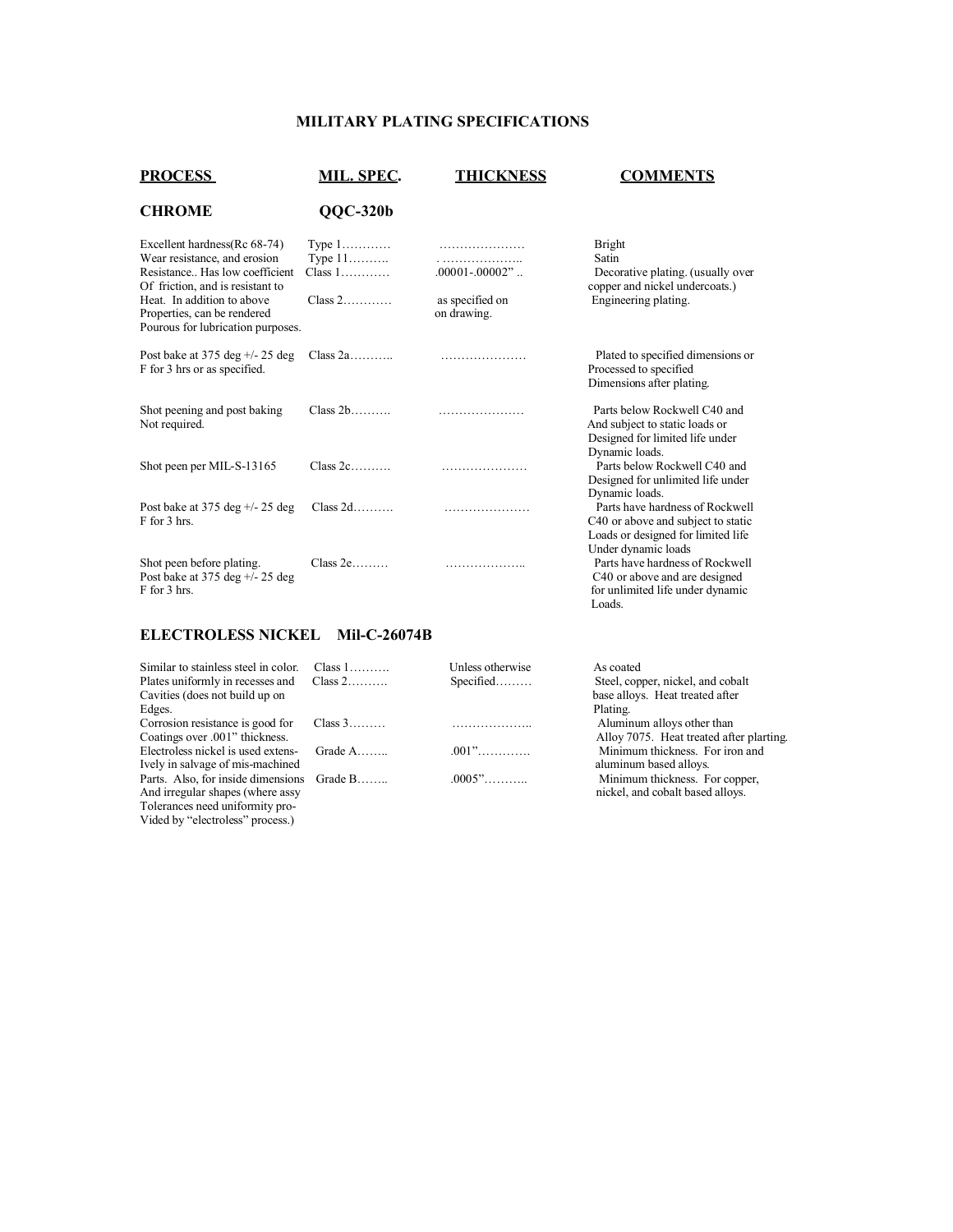# MILITARY PLATING SPECIFICATIONS

| PROCESS | MIL. SPEC. | THICKNESS | COMMENTS |
|---|---|---|---|
| **CHROME** | **QQC-320b** | | |
| Excellent hardness(Rc 68-74) | Type 1………… | ………………… | Bright |
| Wear resistance, and erosion | Type 11………. | . ……………….. | Satin |
| Resistance.. Has low coefficient Of friction, and is resistant to | Class 1………… | .00001-.00002" .. | Decorative plating. (usually over copper and nickel undercoats.) |
| Heat. In addition to above Properties, can be rendered Pourous for lubrication purposes. | Class 2………… | as specified on on drawing. | Engineering plating. |
| Post bake at 375 deg +/- 25 deg F for 3 hrs or as specified. | Class 2a……….. | ………………… | Plated to specified dimensions or Processed to specified Dimensions after plating. |
| Shot peening and post baking Not required. | Class 2b………. | ………………… | Parts below Rockwell C40 and And subject to static loads or Designed for limited life under Dynamic loads. |
| Shot peen per MIL-S-13165 | Class 2c………. | ………………… | Parts below Rockwell C40 and Designed for unlimited life under Dynamic loads. |
| Post bake at 375 deg +/- 25 deg F for 3 hrs. | Class 2d………. | ………………… | Parts have hardness of Rockwell C40 or above and subject to static Loads or designed for limited life Under dynamic loads |
| Shot peen before plating. Post bake at 375 deg +/- 25 deg F for 3 hrs. | Class 2e……… | ……………….. | Parts have hardness of Rockwell C40 or above and are designed for unlimited life under dynamic Loads. |
| **ELECTROLESS NICKEL** | **Mil-C-26074B** | | |
| Similar to stainless steel in color. | Class 1………. | Unless otherwise | As coated |
| Plates uniformly in recesses and Cavities (does not build up on Edges. | Class 2………. | Specified……… | Steel, copper, nickel, and cobalt base alloys. Heat treated after Plating. |
| Corrosion resistance is good for Coatings over .001" thickness. | Class 3……… | ……………….. | Aluminum alloys other than Alloy 7075. Heat treated after plarting. |
| Electroless nickel is used extens-Ively in salvage of mis-machined | Grade A…….. | .001"…………. | Minimum thickness. For iron and aluminum based alloys. |
| Parts. Also, for inside dimensions And irregular shapes (where assy Tolerances need uniformity pro-Vided by "electroless" process.) | Grade B…….. | .0005"……….. | Minimum thickness. For copper, nickel, and cobalt based alloys. |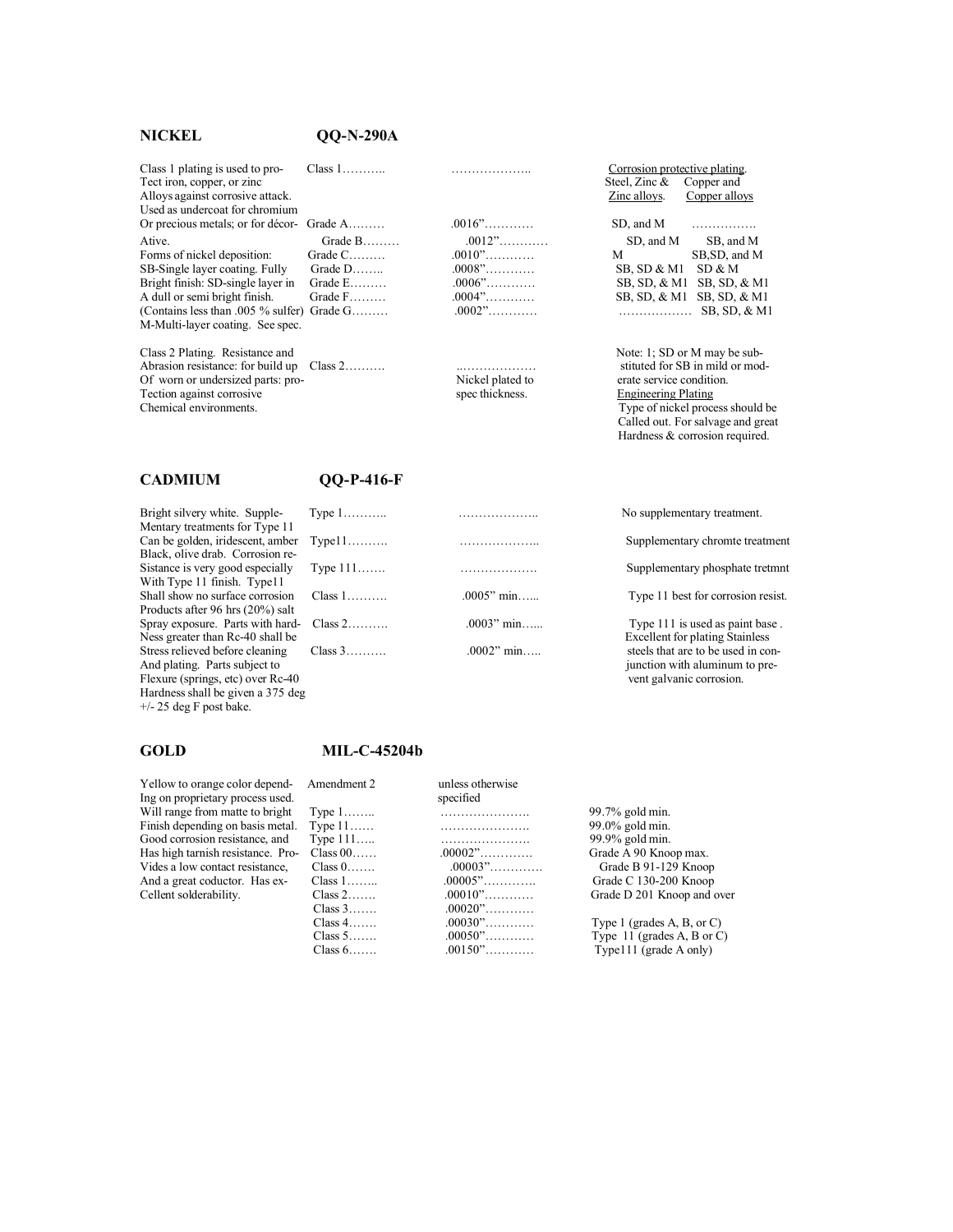## NICKEL QQ-N-290A

| | | | | |
|---|---|---|---|---|
| Class 1 plating is used to pro-Tect iron, copper, or zinc Alloys against corrosive attack. Used as undercoat for chromium Or precious metals; or for décor-Ative. | Class 1……….. | ……………….. | Corrosion protective plating. Steel, Zinc & Zinc alloys. | Copper and Copper alloys |
| | Grade A……… | .0016"………… | SD, and M | ……………. |
| | Grade B……… | .0012"………… | SD, and M | SB, and M |
| Forms of nickel deposition: SB-Single layer coating. Fully | Grade C……… | .0010"………… | M | SB,SD, and M |
| Bright finish: SD-single layer in | Grade D…….. | .0008"………… | SB, SD & M1 | SD & M |
| A dull or semi bright finish. | Grade E……… | .0006"………… | SB, SD, & M1 | SB, SD, & M1 |
| (Contains less than .005 % sulfer) | Grade F……… | .0004"………… | SB, SD, & M1 | SB, SD, & M1 |
| M-Multi-layer coating. See spec. | Grade G……… | .0002"………… | ……………… | SB, SD, & M1 |

Class 2 Plating. Resistance and Abrasion resistance: for build up Of worn or undersized parts: pro-Tection against corrosive Chemical environments. Class 2………. ..……………… Nickel plated to spec thickness.

Note: 1; SD or M may be sub-stituted for SB in mild or mod-erate service condition.

Engineering Plating
Type of nickel process should be Called out. For salvage and great Hardness & corrosion required.

## CADMIUM QQ-P-416-F

| | | | |
|---|---|---|---|
| Bright silvery white. Supple-Mentary treatments for Type 11 | Type 1……….. | ……………….. | No supplementary treatment. |
| Can be golden, iridescent, amber Black, olive drab. Corrosion re- | Type11………. | ……………….. | Supplementary chromte treatment |
| Sistance is very good especially With Type 11 finish. Type11 | Type 111……. | ………………. | Supplementary phosphate tretmnt |
| Shall show no surface corrosion Products after 96 hrs (20%) salt | Class 1………. | .0005" min…... | Type 11 best for corrosion resist. |
| Spray exposure. Parts with hard-Ness greater than Rc-40 shall be | Class 2………. | .0003" min…... | Type 111 is used as paint base . Excellent for plating Stainless |
| Stress relieved before cleaning And plating. Parts subject to Flexure (springs, etc) over Rc-40 Hardness shall be given a 375 deg +/- 25 deg F post bake. | Class 3………. | .0002" min….. | steels that are to be used in con-junction with aluminum to pre-vent galvanic corrosion. |

## GOLD MIL-C-45204b

| | | | |
|---|---|---|---|
| Yellow to orange color depend-Ing on proprietary process used. | Amendment 2 | unless otherwise specified | |
| Will range from matte to bright | Type 1…….. | …………………. | 99.7% gold min. |
| Finish depending on basis metal. | Type 11…… | …………………. | 99.0% gold min. |
| Good corrosion resistance, and | Type 111….. | …………………. | 99.9% gold min. |
| Has high tarnish resistance. Pro- | Class 00…… | .00002"………… | Grade A 90 Knoop max. |
| Vides a low contact resistance, | Class 0……. | .00003"………… | Grade B 91-129 Knoop |
| And a great coductor. Has ex- | Class 1…….. | .00005"…………. | Grade C 130-200 Knoop |
| Cellent solderability. | Class 2……. | .00010"………… | Grade D 201 Knoop and over |
| | Class 3……. | .00020"………… | |
| | Class 4……. | .00030"………… | Type 1 (grades A, B, or C) |
| | Class 5……. | .00050"………… | Type 11 (grades A, B or C) |
| | Class 6……. | .00150"………… | Type111 (grade A only) |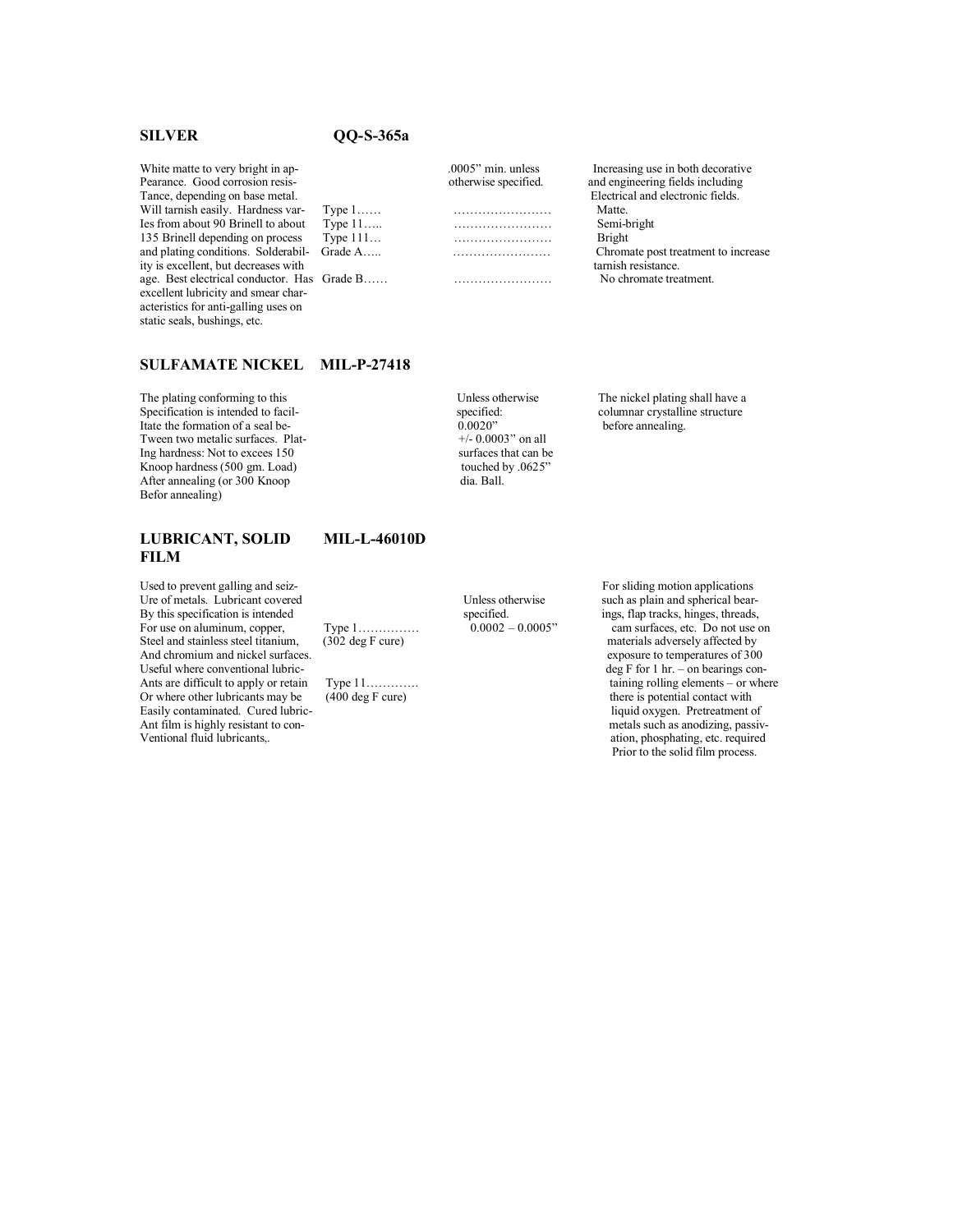## SILVER QQ-S-365a

| | | | |
|---|---|---|---|
| White matte to very bright in appearance. Good corrosion resistance, depending on base metal. Will tarnish easily. Hardness varies from about 90 Brinell to about 135 Brinell depending on process and plating conditions. Solderability is excellent, but decreases with age. Best electrical conductor. Has excellent lubricity and smear characteristics for anti-galling uses on static seals, bushings, etc. | | .0005" min. unless otherwise specified. | Increasing use in both decorative and engineering fields including Electrical and electronic fields. |
| | Type 1…… | …………………… | Matte. |
| | Type 11….. | …………………… | Semi-bright |
| | Type 111… | …………………… | Bright |
| | Grade A….. | …………………… | Chromate post treatment to increase tarnish resistance. |
| | Grade B…… | …………………… | No chromate treatment. |

## SULFAMATE NICKEL MIL-P-27418

| | | | |
|---|---|---|---|
| The plating conforming to this Specification is intended to facilitate the formation of a seal between two metalic surfaces. Plating hardness: Not to excees 150 Knoop hardness (500 gm. Load) After annealing (or 300 Knoop Befor annealing) | | Unless otherwise specified: 0.0020" +/- 0.0003" on all surfaces that can be touched by .0625" dia. Ball. | The nickel plating shall have a columnar crystalline structure before annealing. |

## LUBRICANT, SOLID FILM MIL-L-46010D

| | | | |
|---|---|---|---|
| Used to prevent galling and seizure of metals. Lubricant covered By this specification is intended For use on aluminum, copper, Steel and stainless steel titanium, And chromium and nickel surfaces. Useful where conventional lubricants are difficult to apply or retain Or where other lubricants may be Easily contaminated. Cured lubricant film is highly resistant to conventional fluid lubricants,. | Type 1…………… (302 deg F cure)<br><br>Type 11…………. (400 deg F cure) | Unless otherwise specified. 0.0002 – 0.0005" | For sliding motion applications such as plain and spherical bearings, flap tracks, hinges, threads, cam surfaces, etc. Do not use on materials adversely affected by exposure to temperatures of 300 deg F for 1 hr. – on bearings containing rolling elements – or where there is potential contact with liquid oxygen. Pretreatment of metals such as anodizing, passivation, phosphating, etc. required Prior to the solid film process. |